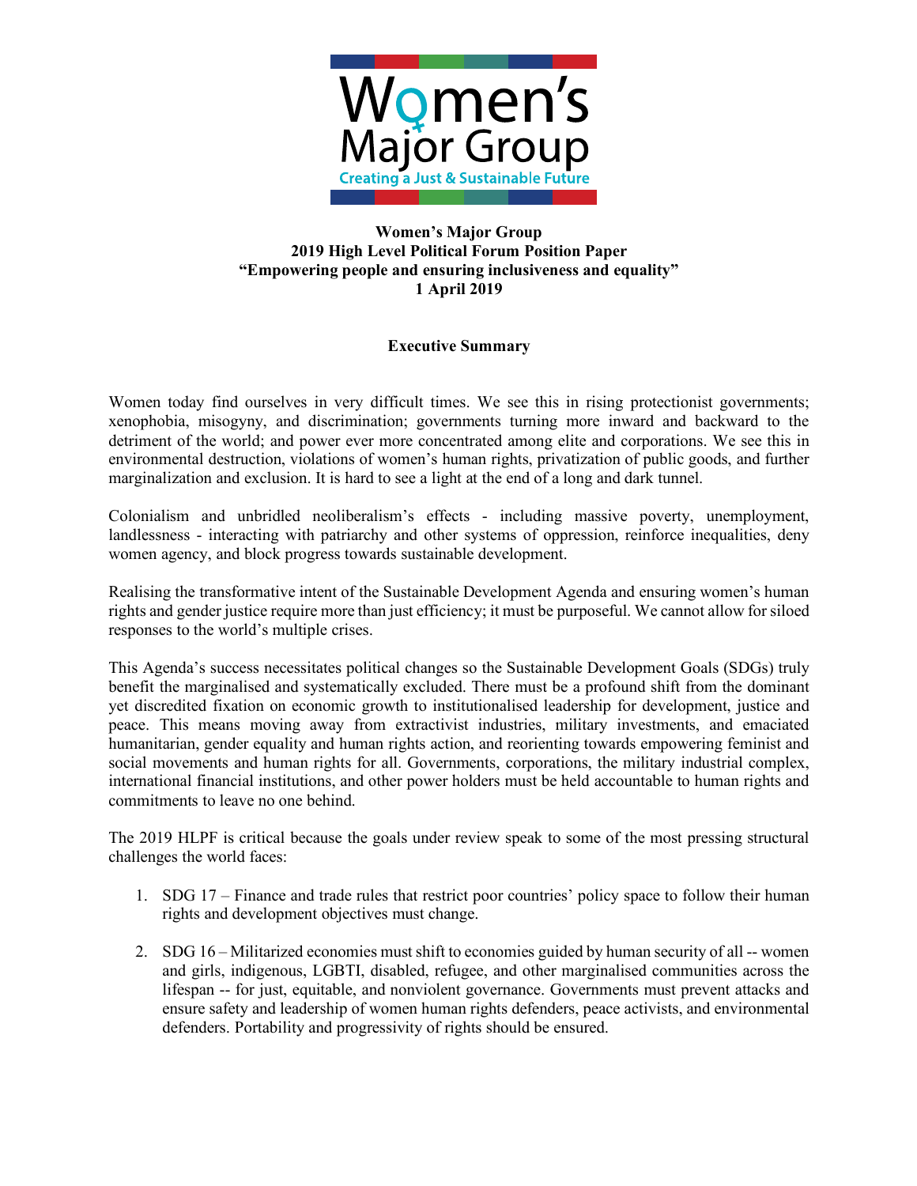**Women's Major Group**
**2019 High Level Political Forum Position Paper**
**"Empowering people and ensuring inclusiveness and equality"**
**1 April 2019**

## Executive Summary

Women today find ourselves in very difficult times. We see this in rising protectionist governments; xenophobia, misogyny, and discrimination; governments turning more inward and backward to the detriment of the world; and power ever more concentrated among elite and corporations. We see this in environmental destruction, violations of women's human rights, privatization of public goods, and further marginalization and exclusion. It is hard to see a light at the end of a long and dark tunnel.

Colonialism and unbridled neoliberalism's effects - including massive poverty, unemployment, landlessness - interacting with patriarchy and other systems of oppression, reinforce inequalities, deny women agency, and block progress towards sustainable development.

Realising the transformative intent of the Sustainable Development Agenda and ensuring women's human rights and gender justice require more than just efficiency; it must be purposeful. We cannot allow for siloed responses to the world's multiple crises.

This Agenda's success necessitates political changes so the Sustainable Development Goals (SDGs) truly benefit the marginalised and systematically excluded. There must be a profound shift from the dominant yet discredited fixation on economic growth to institutionalised leadership for development, justice and peace. This means moving away from extractivist industries, military investments, and emaciated humanitarian, gender equality and human rights action, and reorienting towards empowering feminist and social movements and human rights for all. Governments, corporations, the military industrial complex, international financial institutions, and other power holders must be held accountable to human rights and commitments to leave no one behind.

The 2019 HLPF is critical because the goals under review speak to some of the most pressing structural challenges the world faces:

1. SDG 17 – Finance and trade rules that restrict poor countries' policy space to follow their human rights and development objectives must change.
2. SDG 16 – Militarized economies must shift to economies guided by human security of all -- women and girls, indigenous, LGBTI, disabled, refugee, and other marginalised communities across the lifespan -- for just, equitable, and nonviolent governance. Governments must prevent attacks and ensure safety and leadership of women human rights defenders, peace activists, and environmental defenders. Portability and progressivity of rights should be ensured.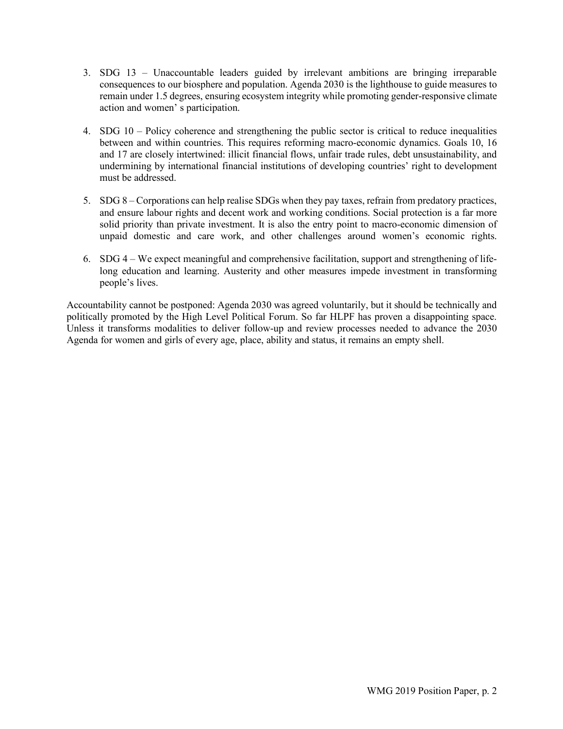3. SDG 13 – Unaccountable leaders guided by irrelevant ambitions are bringing irreparable consequences to our biosphere and population. Agenda 2030 is the lighthouse to guide measures to remain under 1.5 degrees, ensuring ecosystem integrity while promoting gender-responsive climate action and women' s participation.

4. SDG 10 – Policy coherence and strengthening the public sector is critical to reduce inequalities between and within countries. This requires reforming macro-economic dynamics. Goals 10, 16 and 17 are closely intertwined: illicit financial flows, unfair trade rules, debt unsustainability, and undermining by international financial institutions of developing countries' right to development must be addressed.

5. SDG 8 – Corporations can help realise SDGs when they pay taxes, refrain from predatory practices, and ensure labour rights and decent work and working conditions. Social protection is a far more solid priority than private investment. It is also the entry point to macro-economic dimension of unpaid domestic and care work, and other challenges around women's economic rights.

6. SDG 4 – We expect meaningful and comprehensive facilitation, support and strengthening of life-long education and learning. Austerity and other measures impede investment in transforming people's lives.

Accountability cannot be postponed: Agenda 2030 was agreed voluntarily, but it should be technically and politically promoted by the High Level Political Forum. So far HLPF has proven a disappointing space. Unless it transforms modalities to deliver follow-up and review processes needed to advance the 2030 Agenda for women and girls of every age, place, ability and status, it remains an empty shell.